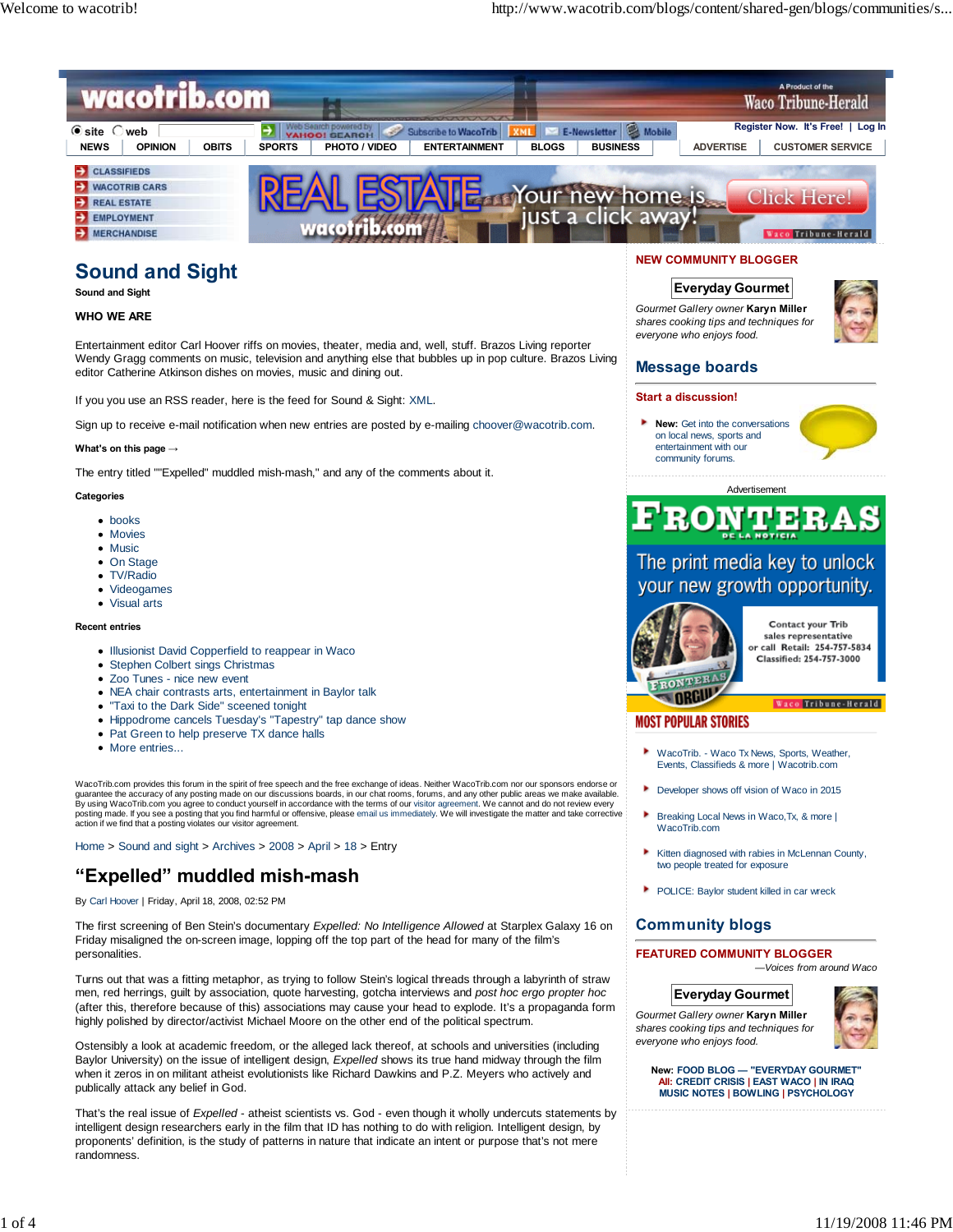# Sound and Sight

Sound and Sight

**WHO WE ARE**

Entertainment editor Carl Hoover riffs on movies, theater, media and, well, stuff. Brazos Living reporter Wendy Gragg comments on music, television and anything else that bubbles up in pop culture. Brazos Living editor Catherine Atkinson dishes on movies, music and dining out.

If you you use an RSS reader, here is the feed for Sound & Sight: XML.

Sign up to receive e-mail notification when new entries are posted by e-mailing choover@wacotrib.com.

**What's on this page →**

The entry titled ""Expelled" muddled mish-mash," and any of the comments about it.

**Categories**

- books
- Movies
- Music
- On Stage
- TV/Radio
- Videogames
- Visual arts

**Recent entries**

- Illusionist David Copperfield to reappear in Waco
- Stephen Colbert sings Christmas
- Zoo Tunes - nice new event
- NEA chair contrasts arts, entertainment in Baylor talk
- "Taxi to the Dark Side" sceened tonight
- Hippodrome cancels Tuesday's "Tapestry" tap dance show
- Pat Green to help preserve TX dance halls
- More entries...

WacoTrib.com provides this forum in the spirit of free speech and the free exchange of ideas. Neither WacoTrib.com nor our sponsors endorse or guarantee the accuracy of any posting made on our discussions boards, in our chat rooms, forums, and any other public areas we make available. By using WacoTrib.com you agree to conduct yourself in accordance with the terms of our visitor agreement. We cannot and do not review every posting made. If you see a posting that you find harmful or offensive, please email us immediately. We will investigate the matter and take corrective action if we find that a posting violates our visitor agreement.

Home > Sound and sight > Archives > 2008 > April > 18 > Entry

## “Expelled” muddled mish-mash

By Carl Hoover | Friday, April 18, 2008, 02:52 PM

The first screening of Ben Stein's documentary *Expelled: No Intelligence Allowed* at Starplex Galaxy 16 on Friday misaligned the on-screen image, lopping off the top part of the head for many of the film's personalities.

Turns out that was a fitting metaphor, as trying to follow Stein's logical threads through a labyrinth of straw men, red herrings, guilt by association, quote harvesting, gotcha interviews and *post hoc ergo propter hoc* (after this, therefore because of this) associations may cause your head to explode. It's a propaganda form highly polished by director/activist Michael Moore on the other end of the political spectrum.

Ostensibly a look at academic freedom, or the alleged lack thereof, at schools and universities (including Baylor University) on the issue of intelligent design, *Expelled* shows its true hand midway through the film when it zeros in on militant atheist evolutionists like Richard Dawkins and P.Z. Meyers who actively and publically attack any belief in God.

That's the real issue of *Expelled* - atheist scientists vs. God - even though it wholly undercuts statements by intelligent design researchers early in the film that ID has nothing to do with religion. Intelligent design, by proponents' definition, is the study of patterns in nature that indicate an intent or purpose that's not mere randomness.

**NEW COMMUNITY BLOGGER**

**Everyday Gourmet**

*Gourmet Gallery owner* **Karyn Miller** *shares cooking tips and techniques for everyone who enjoys food.*

## Message boards

**Start a discussion!**

- **New:** Get into the conversations on local news, sports and entertainment with our community forums.

Advertisement

**MOST POPULAR STORIES**

- WacoTrib. - Waco Tx News, Sports, Weather, Events, Classifieds & more | Wacotrib.com
- Developer shows off vision of Waco in 2015
- Breaking Local News in Waco,Tx, & more | WacoTrib.com
- Kitten diagnosed with rabies in McLennan County, two people treated for exposure
- POLICE: Baylor student killed in car wreck

## Community blogs

**FEATURED COMMUNITY BLOGGER**

—Voices from around Waco

**Everyday Gourmet**

*Gourmet Gallery owner* **Karyn Miller** *shares cooking tips and techniques for everyone who enjoys food.*

New: FOOD BLOG — "EVERYDAY GOURMET"
All: CREDIT CRISIS | EAST WACO | IN IRAQ
MUSIC NOTES | BOWLING | PSYCHOLOGY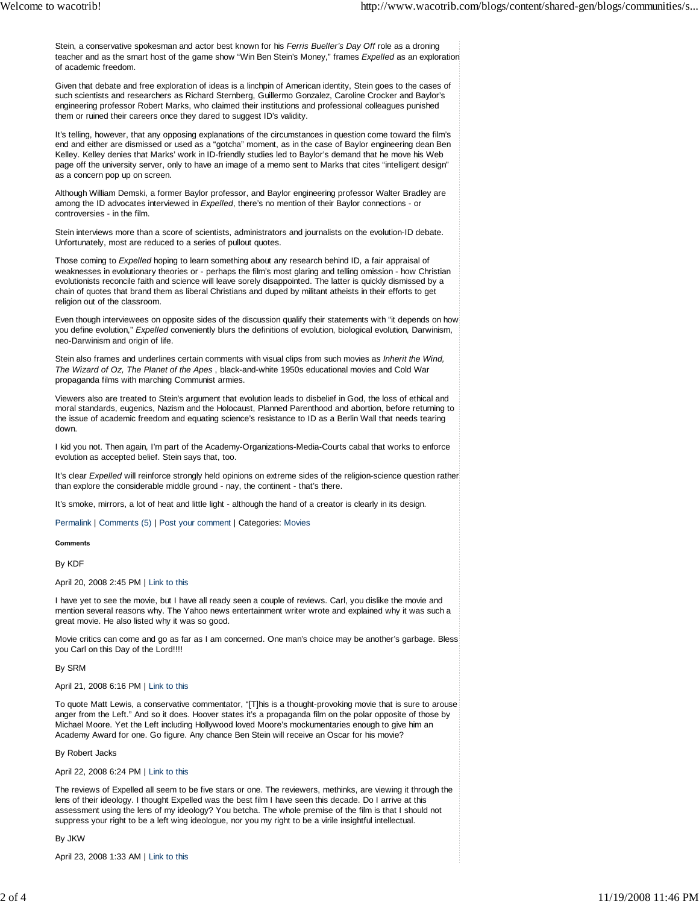Stein, a conservative spokesman and actor best known for his *Ferris Bueller's Day Off* role as a droning teacher and as the smart host of the game show "Win Ben Stein's Money," frames *Expelled* as an exploration of academic freedom.

Given that debate and free exploration of ideas is a linchpin of American identity, Stein goes to the cases of such scientists and researchers as Richard Sternberg, Guillermo Gonzalez, Caroline Crocker and Baylor's engineering professor Robert Marks, who claimed their institutions and professional colleagues punished them or ruined their careers once they dared to suggest ID's validity.

It's telling, however, that any opposing explanations of the circumstances in question come toward the film's end and either are dismissed or used as a "gotcha" moment, as in the case of Baylor engineering dean Ben Kelley. Kelley denies that Marks' work in ID-friendly studies led to Baylor's demand that he move his Web page off the university server, only to have an image of a memo sent to Marks that cites "intelligent design" as a concern pop up on screen.

Although William Demski, a former Baylor professor, and Baylor engineering professor Walter Bradley are among the ID advocates interviewed in *Expelled*, there's no mention of their Baylor connections - or controversies - in the film.

Stein interviews more than a score of scientists, administrators and journalists on the evolution-ID debate. Unfortunately, most are reduced to a series of pullout quotes.

Those coming to *Expelled* hoping to learn something about any research behind ID, a fair appraisal of weaknesses in evolutionary theories or - perhaps the film's most glaring and telling omission - how Christian evolutionists reconcile faith and science will leave sorely disappointed. The latter is quickly dismissed by a chain of quotes that brand them as liberal Christians and duped by militant atheists in their efforts to get religion out of the classroom.

Even though interviewees on opposite sides of the discussion qualify their statements with "it depends on how you define evolution," *Expelled* conveniently blurs the definitions of evolution, biological evolution, Darwinism, neo-Darwinism and origin of life.

Stein also frames and underlines certain comments with visual clips from such movies as *Inherit the Wind, The Wizard of Oz, The Planet of the Apes* , black-and-white 1950s educational movies and Cold War propaganda films with marching Communist armies.

Viewers also are treated to Stein's argument that evolution leads to disbelief in God, the loss of ethical and moral standards, eugenics, Nazism and the Holocaust, Planned Parenthood and abortion, before returning to the issue of academic freedom and equating science's resistance to ID as a Berlin Wall that needs tearing down.

I kid you not. Then again, I'm part of the Academy-Organizations-Media-Courts cabal that works to enforce evolution as accepted belief. Stein says that, too.

It's clear *Expelled* will reinforce strongly held opinions on extreme sides of the religion-science question rather than explore the considerable middle ground - nay, the continent - that's there.

It's smoke, mirrors, a lot of heat and little light - although the hand of a creator is clearly in its design.

Permalink | Comments (5) | Post your comment | Categories: Movies

**Comments**

By KDF

April 20, 2008 2:45 PM | Link to this

I have yet to see the movie, but I have all ready seen a couple of reviews. Carl, you dislike the movie and mention several reasons why. The Yahoo news entertainment writer wrote and explained why it was such a great movie. He also listed why it was so good.

Movie critics can come and go as far as I am concerned. One man's choice may be another's garbage. Bless you Carl on this Day of the Lord!!!!

By SRM

April 21, 2008 6:16 PM | Link to this

To quote Matt Lewis, a conservative commentator, "[T]his is a thought-provoking movie that is sure to arouse anger from the Left." And so it does. Hoover states it's a propaganda film on the polar opposite of those by Michael Moore. Yet the Left including Hollywood loved Moore's mockumentaries enough to give him an Academy Award for one. Go figure. Any chance Ben Stein will receive an Oscar for his movie?

By Robert Jacks

April 22, 2008 6:24 PM | Link to this

The reviews of Expelled all seem to be five stars or one. The reviewers, methinks, are viewing it through the lens of their ideology. I thought Expelled was the best film I have seen this decade. Do I arrive at this assessment using the lens of my ideology? You betcha. The whole premise of the film is that I should not suppress your right to be a left wing ideologue, nor you my right to be a virile insightful intellectual.

By JKW

April 23, 2008 1:33 AM | Link to this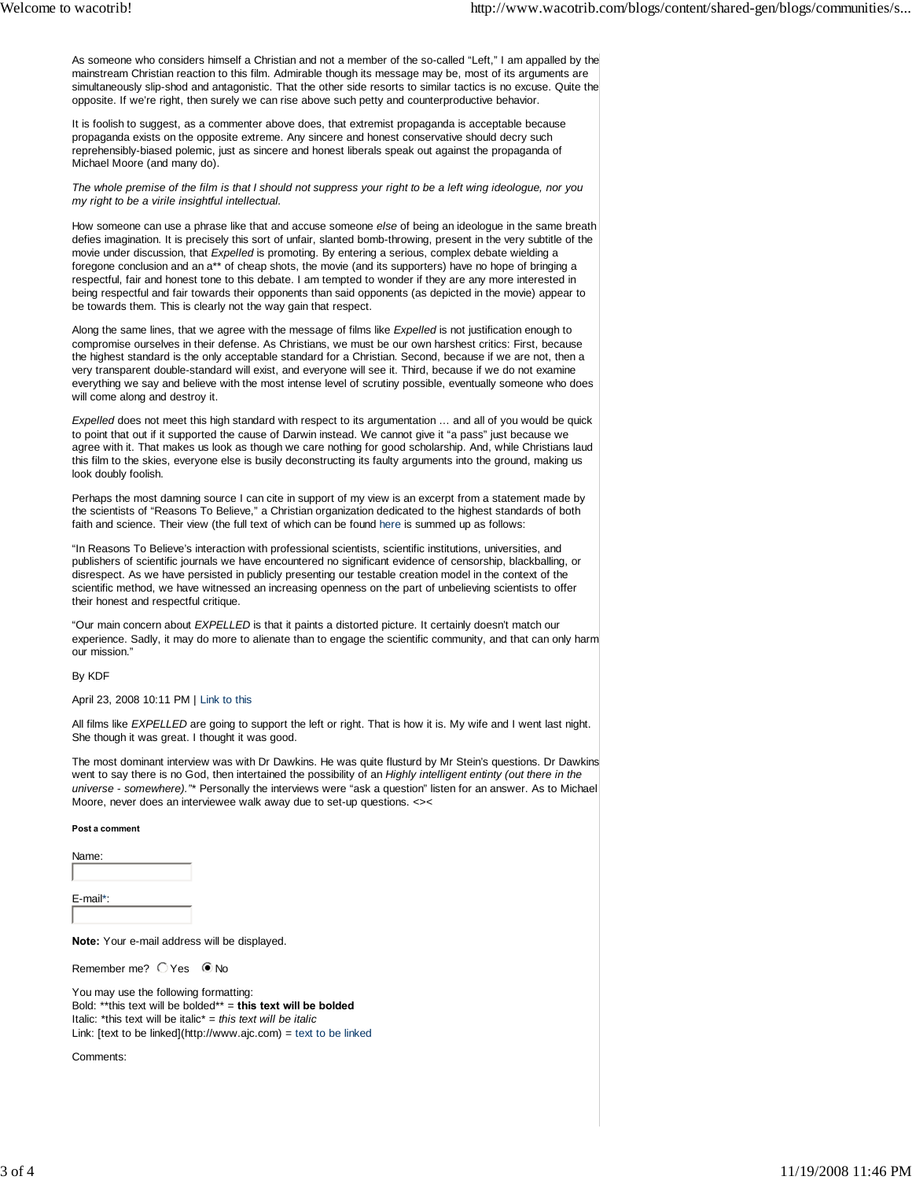As someone who considers himself a Christian and not a member of the so-called "Left," I am appalled by the mainstream Christian reaction to this film. Admirable though its message may be, most of its arguments are simultaneously slip-shod and antagonistic. That the other side resorts to similar tactics is no excuse. Quite the opposite. If we're right, then surely we can rise above such petty and counterproductive behavior.

It is foolish to suggest, as a commenter above does, that extremist propaganda is acceptable because propaganda exists on the opposite extreme. Any sincere and honest conservative should decry such reprehensibly-biased polemic, just as sincere and honest liberals speak out against the propaganda of Michael Moore (and many do).

*The whole premise of the film is that I should not suppress your right to be a left wing ideologue, nor you my right to be a virile insightful intellectual.*

How someone can use a phrase like that and accuse someone *else* of being an ideologue in the same breath defies imagination. It is precisely this sort of unfair, slanted bomb-throwing, present in the very subtitle of the movie under discussion, that *Expelled* is promoting. By entering a serious, complex debate wielding a foregone conclusion and an a** of cheap shots, the movie (and its supporters) have no hope of bringing a respectful, fair and honest tone to this debate. I am tempted to wonder if they are any more interested in being respectful and fair towards their opponents than said opponents (as depicted in the movie) appear to be towards them. This is clearly not the way gain that respect.

Along the same lines, that we agree with the message of films like *Expelled* is not justification enough to compromise ourselves in their defense. As Christians, we must be our own harshest critics: First, because the highest standard is the only acceptable standard for a Christian. Second, because if we are not, then a very transparent double-standard will exist, and everyone will see it. Third, because if we do not examine everything we say and believe with the most intense level of scrutiny possible, eventually someone who does will come along and destroy it.

*Expelled* does not meet this high standard with respect to its argumentation … and all of you would be quick to point that out if it supported the cause of Darwin instead. We cannot give it "a pass" just because we agree with it. That makes us look as though we care nothing for good scholarship. And, while Christians laud this film to the skies, everyone else is busily deconstructing its faulty arguments into the ground, making us look doubly foolish.

Perhaps the most damning source I can cite in support of my view is an excerpt from a statement made by the scientists of "Reasons To Believe," a Christian organization dedicated to the highest standards of both faith and science. Their view (the full text of which can be found here is summed up as follows:

"In Reasons To Believe's interaction with professional scientists, scientific institutions, universities, and publishers of scientific journals we have encountered no significant evidence of censorship, blackballing, or disrespect. As we have persisted in publicly presenting our testable creation model in the context of the scientific method, we have witnessed an increasing openness on the part of unbelieving scientists to offer their honest and respectful critique.

"Our main concern about *EXPELLED* is that it paints a distorted picture. It certainly doesn't match our experience. Sadly, it may do more to alienate than to engage the scientific community, and that can only harm our mission."

By KDF

April 23, 2008 10:11 PM | Link to this

All films like *EXPELLED* are going to support the left or right. That is how it is. My wife and I went last night. She though it was great. I thought it was good.

The most dominant interview was with Dr Dawkins. He was quite flusturd by Mr Stein's questions. Dr Dawkins went to say there is no God, then intertained the possibility of an *Highly intelligent entinty (out there in the universe - somewhere)."** Personally the interviews were "ask a question" listen for an answer. As to Michael Moore, never does an interviewee walk away due to set-up questions. <><

**Post a comment**

Name:

E-mail*:

**Note:** Your e-mail address will be displayed.

Remember me? Yes No

You may use the following formatting:
Bold: **this text will be bolded** = **this text will be bolded**
Italic: *this text will be italic* = *this text will be italic*
Link: [text to be linked](http://www.ajc.com) = text to be linked

Comments: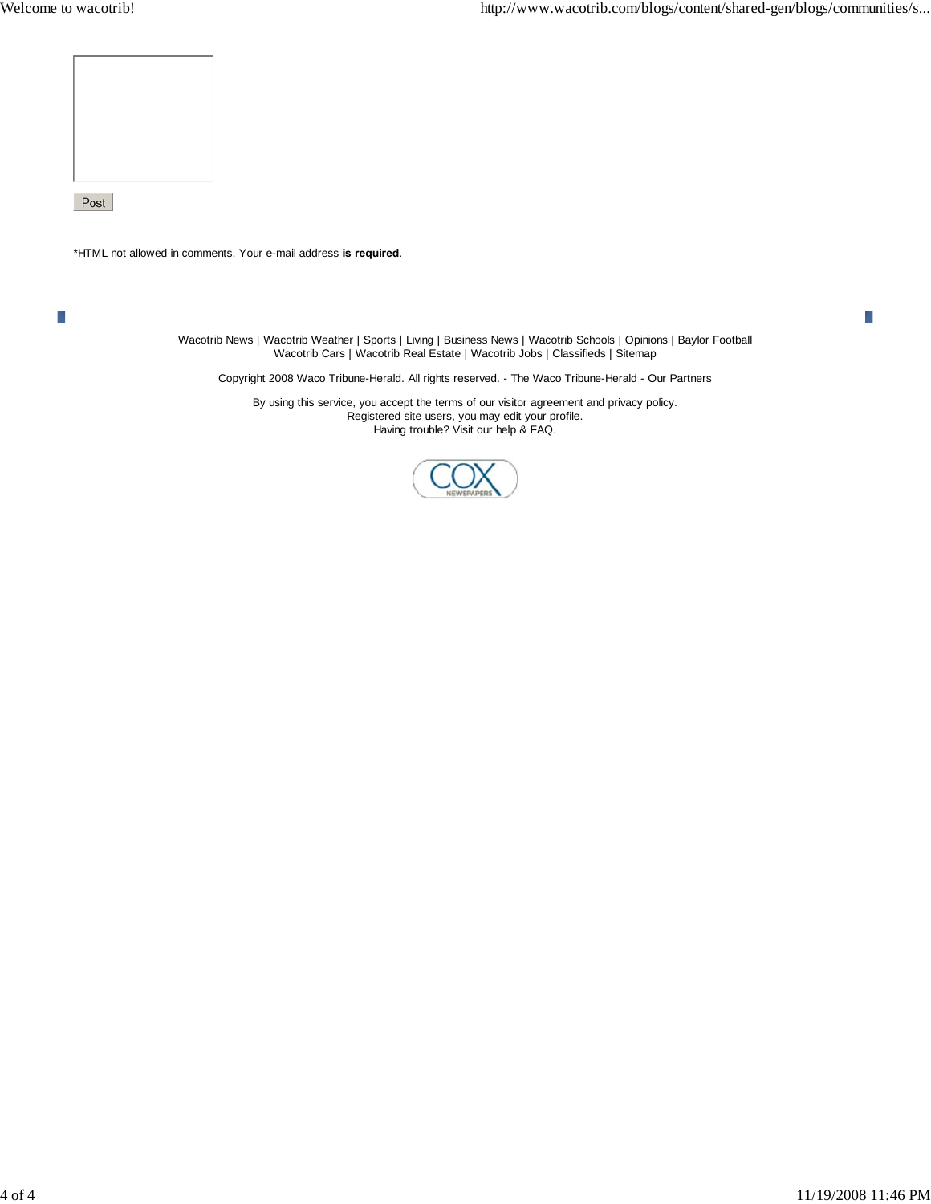Post

*HTML not allowed in comments. Your e-mail address **is required**.

Wacotrib News | Wacotrib Weather | Sports | Living | Business News | Wacotrib Schools | Opinions | Baylor Football
Wacotrib Cars | Wacotrib Real Estate | Wacotrib Jobs | Classifieds | Sitemap

Copyright 2008 Waco Tribune-Herald. All rights reserved. - The Waco Tribune-Herald - Our Partners

By using this service, you accept the terms of our visitor agreement and privacy policy.
Registered site users, you may edit your profile.
Having trouble? Visit our help & FAQ.

COX NEWSPAPERS